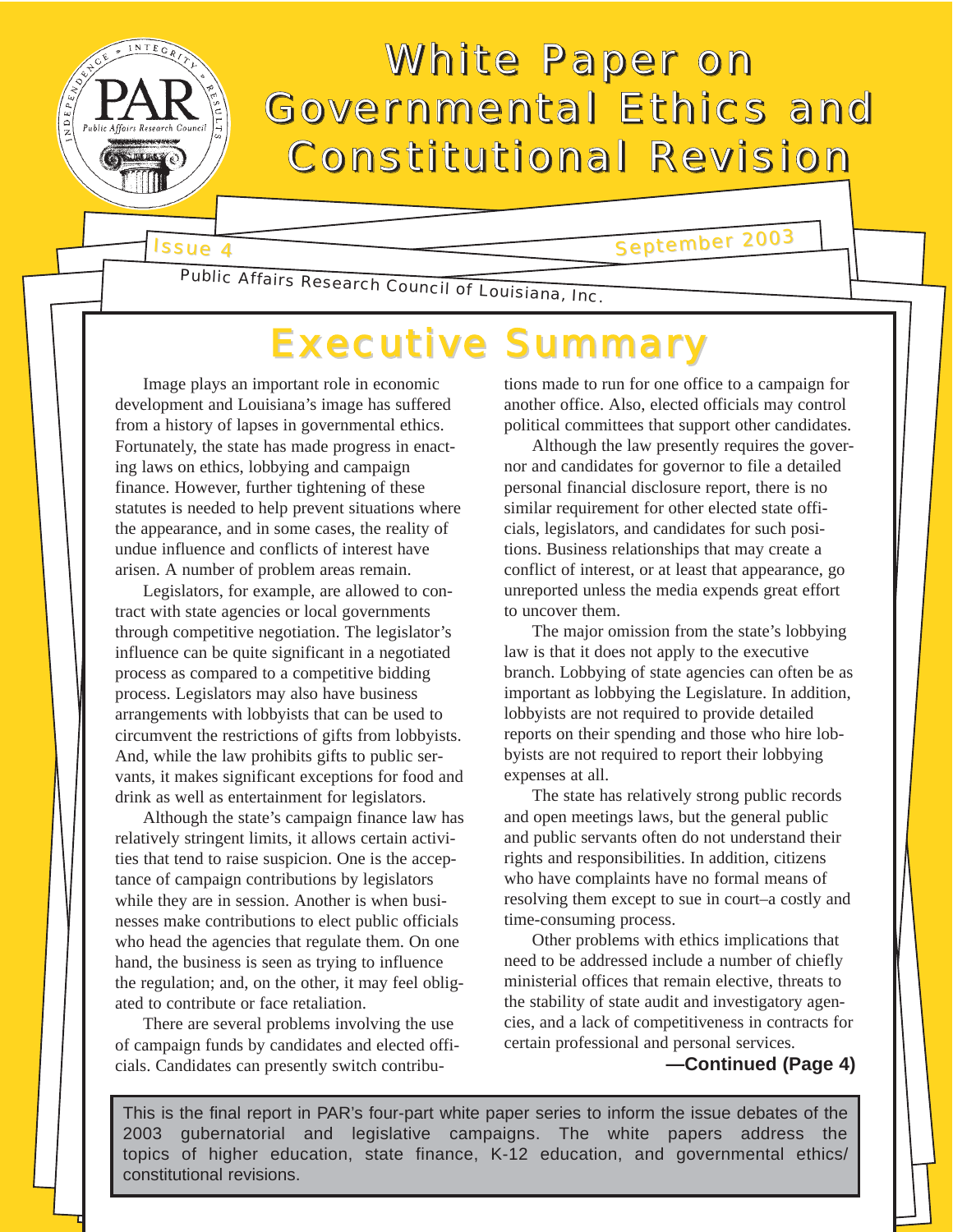# White Paper on Governmental Ethics and Constitutional Revision

Issue 4

September 2003

Public Affairs Research Council of Louisiana, Inc.

## Executive Summary

Image plays an important role in economic development and Louisiana's image has suffered from a history of lapses in governmental ethics. Fortunately, the state has made progress in enacting laws on ethics, lobbying and campaign finance. However, further tightening of these statutes is needed to help prevent situations where the appearance, and in some cases, the reality of undue influence and conflicts of interest have arisen. A number of problem areas remain.

Legislators, for example, are allowed to contract with state agencies or local governments through competitive negotiation. The legislator's influence can be quite significant in a negotiated process as compared to a competitive bidding process. Legislators may also have business arrangements with lobbyists that can be used to circumvent the restrictions of gifts from lobbyists. And, while the law prohibits gifts to public servants, it makes significant exceptions for food and drink as well as entertainment for legislators.

Although the state's campaign finance law has relatively stringent limits, it allows certain activities that tend to raise suspicion. One is the acceptance of campaign contributions by legislators while they are in session. Another is when businesses make contributions to elect public officials who head the agencies that regulate them. On one hand, the business is seen as trying to influence the regulation; and, on the other, it may feel obligated to contribute or face retaliation.

There are several problems involving the use of campaign funds by candidates and elected officials. Candidates can presently switch contributions made to run for one office to a campaign for another office. Also, elected officials may control political committees that support other candidates.

Although the law presently requires the governor and candidates for governor to file a detailed personal financial disclosure report, there is no similar requirement for other elected state officials, legislators, and candidates for such positions. Business relationships that may create a conflict of interest, or at least that appearance, go unreported unless the media expends great effort to uncover them.

The major omission from the state's lobbying law is that it does not apply to the executive branch. Lobbying of state agencies can often be as important as lobbying the Legislature. In addition, lobbyists are not required to provide detailed reports on their spending and those who hire lobbyists are not required to report their lobbying expenses at all.

The state has relatively strong public records and open meetings laws, but the general public and public servants often do not understand their rights and responsibilities. In addition, citizens who have complaints have no formal means of resolving them except to sue in court–a costly and time-consuming process.

Other problems with ethics implications that need to be addressed include a number of chiefly ministerial offices that remain elective, threats to the stability of state audit and investigatory agencies, and a lack of competitiveness in contracts for certain professional and personal services.

**—Continued (Page 4)**

This is the final report in PAR's four-part white paper series to inform the issue debates of the 2003 gubernatorial and legislative campaigns. The white papers address the topics of higher education, state finance, K-12 education, and governmental ethics/constitutional revisions.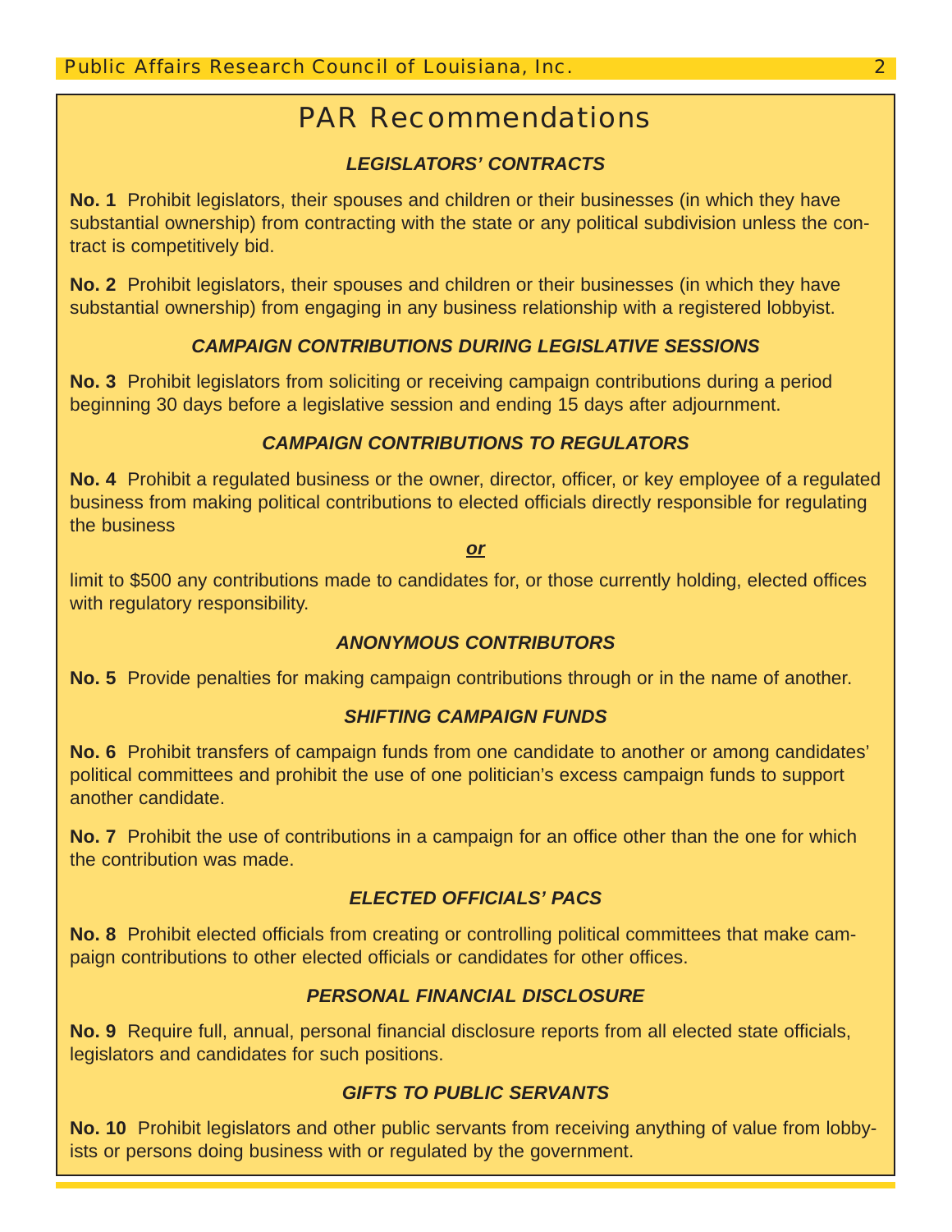# PAR Recommendations

### *LEGISLATORS' CONTRACTS*

**No. 1** Prohibit legislators, their spouses and children or their businesses (in which they have substantial ownership) from contracting with the state or any political subdivision unless the contract is competitively bid.

**No. 2** Prohibit legislators, their spouses and children or their businesses (in which they have substantial ownership) from engaging in any business relationship with a registered lobbyist.

### *CAMPAIGN CONTRIBUTIONS DURING LEGISLATIVE SESSIONS*

**No. 3** Prohibit legislators from soliciting or receiving campaign contributions during a period beginning 30 days before a legislative session and ending 15 days after adjournment.

### *CAMPAIGN CONTRIBUTIONS TO REGULATORS*

**No. 4** Prohibit a regulated business or the owner, director, officer, or key employee of a regulated business from making political contributions to elected officials directly responsible for regulating the business

***or***

limit to $500 any contributions made to candidates for, or those currently holding, elected offices with regulatory responsibility.

### *ANONYMOUS CONTRIBUTORS*

**No. 5** Provide penalties for making campaign contributions through or in the name of another.

### *SHIFTING CAMPAIGN FUNDS*

**No. 6** Prohibit transfers of campaign funds from one candidate to another or among candidates' political committees and prohibit the use of one politician's excess campaign funds to support another candidate.

**No. 7** Prohibit the use of contributions in a campaign for an office other than the one for which the contribution was made.

### *ELECTED OFFICIALS' PACS*

**No. 8** Prohibit elected officials from creating or controlling political committees that make campaign contributions to other elected officials or candidates for other offices.

### *PERSONAL FINANCIAL DISCLOSURE*

**No. 9** Require full, annual, personal financial disclosure reports from all elected state officials, legislators and candidates for such positions.

### *GIFTS TO PUBLIC SERVANTS*

**No. 10** Prohibit legislators and other public servants from receiving anything of value from lobbyists or persons doing business with or regulated by the government.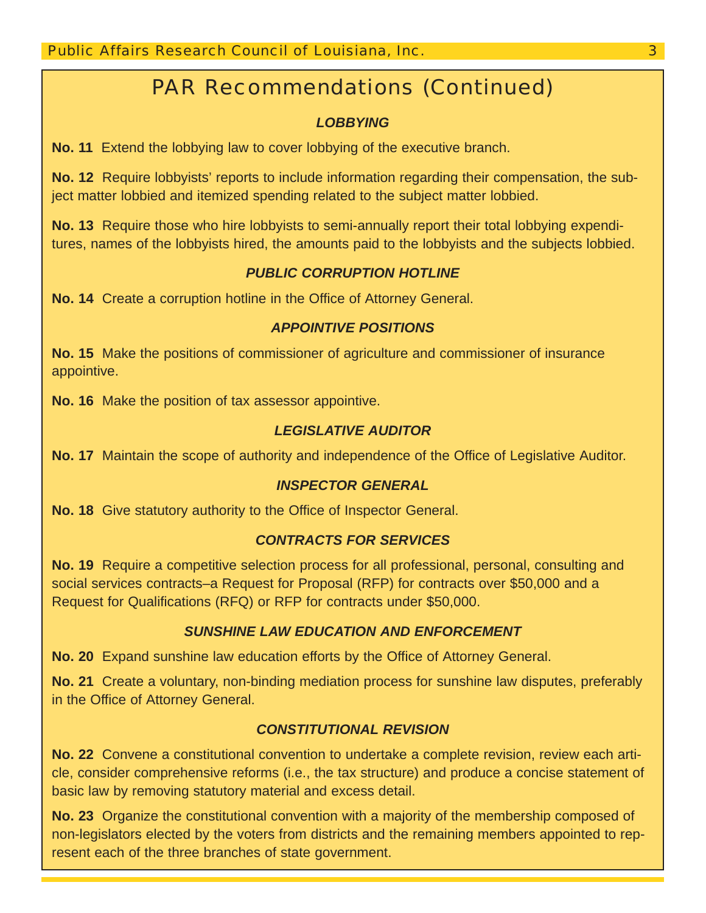# PAR Recommendations (Continued)

### *LOBBYING*

**No. 11** Extend the lobbying law to cover lobbying of the executive branch.

**No. 12** Require lobbyists' reports to include information regarding their compensation, the subject matter lobbied and itemized spending related to the subject matter lobbied.

**No. 13** Require those who hire lobbyists to semi-annually report their total lobbying expenditures, names of the lobbyists hired, the amounts paid to the lobbyists and the subjects lobbied.

### *PUBLIC CORRUPTION HOTLINE*

**No. 14** Create a corruption hotline in the Office of Attorney General.

### *APPOINTIVE POSITIONS*

**No. 15** Make the positions of commissioner of agriculture and commissioner of insurance appointive.

**No. 16** Make the position of tax assessor appointive.

### *LEGISLATIVE AUDITOR*

**No. 17** Maintain the scope of authority and independence of the Office of Legislative Auditor.

### *INSPECTOR GENERAL*

**No. 18** Give statutory authority to the Office of Inspector General.

### *CONTRACTS FOR SERVICES*

**No. 19** Require a competitive selection process for all professional, personal, consulting and social services contracts–a Request for Proposal (RFP) for contracts over $50,000 and a Request for Qualifications (RFQ) or RFP for contracts under $50,000.

### *SUNSHINE LAW EDUCATION AND ENFORCEMENT*

**No. 20** Expand sunshine law education efforts by the Office of Attorney General.

**No. 21** Create a voluntary, non-binding mediation process for sunshine law disputes, preferably in the Office of Attorney General.

### *CONSTITUTIONAL REVISION*

**No. 22** Convene a constitutional convention to undertake a complete revision, review each article, consider comprehensive reforms (i.e., the tax structure) and produce a concise statement of basic law by removing statutory material and excess detail.

**No. 23** Organize the constitutional convention with a majority of the membership composed of non-legislators elected by the voters from districts and the remaining members appointed to represent each of the three branches of state government.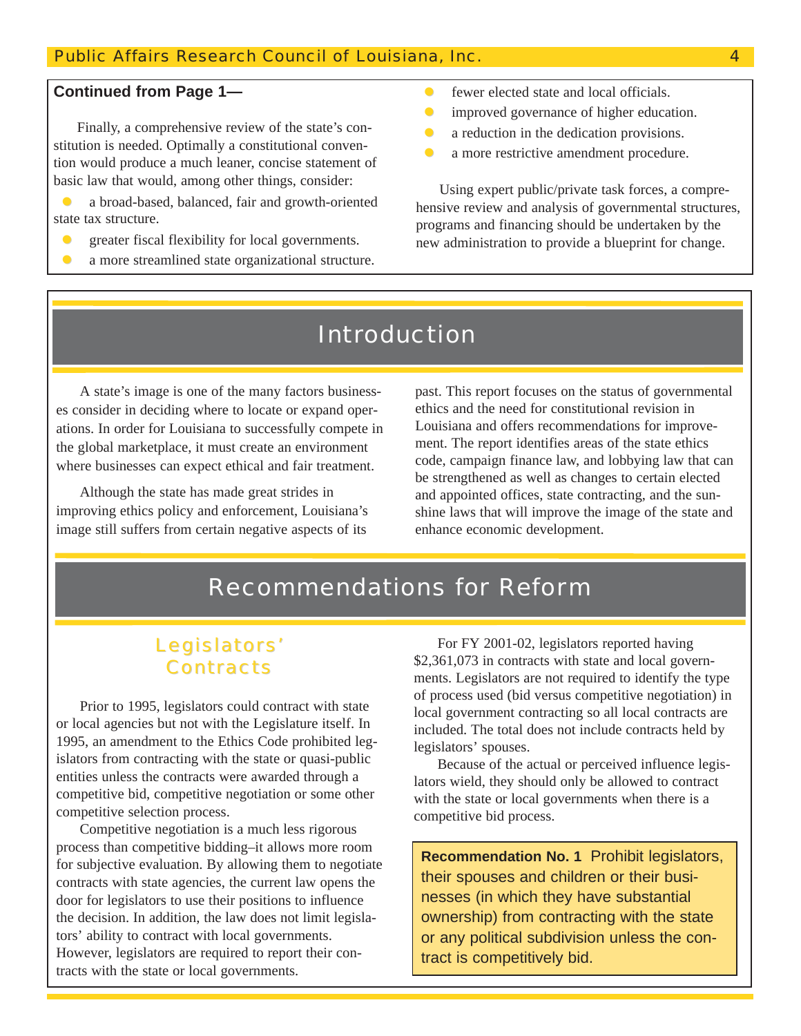**Continued from Page 1—**

Finally, a comprehensive review of the state's constitution is needed. Optimally a constitutional convention would produce a much leaner, concise statement of basic law that would, among other things, consider:

- a broad-based, balanced, fair and growth-oriented state tax structure.
- greater fiscal flexibility for local governments.
- a more streamlined state organizational structure.
- fewer elected state and local officials.
- improved governance of higher education.
- a reduction in the dedication provisions.
- a more restrictive amendment procedure.

Using expert public/private task forces, a comprehensive review and analysis of governmental structures, programs and financing should be undertaken by the new administration to provide a blueprint for change.

# Introduction

A state's image is one of the many factors businesses consider in deciding where to locate or expand operations. In order for Louisiana to successfully compete in the global marketplace, it must create an environment where businesses can expect ethical and fair treatment.

Although the state has made great strides in improving ethics policy and enforcement, Louisiana's image still suffers from certain negative aspects of its past. This report focuses on the status of governmental ethics and the need for constitutional revision in Louisiana and offers recommendations for improvement. The report identifies areas of the state ethics code, campaign finance law, and lobbying law that can be strengthened as well as changes to certain elected and appointed offices, state contracting, and the sunshine laws that will improve the image of the state and enhance economic development.

# Recommendations for Reform

## Legislators' Contracts

Prior to 1995, legislators could contract with state or local agencies but not with the Legislature itself. In 1995, an amendment to the Ethics Code prohibited legislators from contracting with the state or quasi-public entities unless the contracts were awarded through a competitive bid, competitive negotiation or some other competitive selection process.

Competitive negotiation is a much less rigorous process than competitive bidding–it allows more room for subjective evaluation. By allowing them to negotiate contracts with state agencies, the current law opens the door for legislators to use their positions to influence the decision. In addition, the law does not limit legislators' ability to contract with local governments. However, legislators are required to report their contracts with the state or local governments.

For FY 2001-02, legislators reported having $2,361,073 in contracts with state and local governments. Legislators are not required to identify the type of process used (bid versus competitive negotiation) in local government contracting so all local contracts are included. The total does not include contracts held by legislators' spouses.

Because of the actual or perceived influence legislators wield, they should only be allowed to contract with the state or local governments when there is a competitive bid process.

> **Recommendation No. 1** Prohibit legislators, their spouses and children or their businesses (in which they have substantial ownership) from contracting with the state or any political subdivision unless the contract is competitively bid.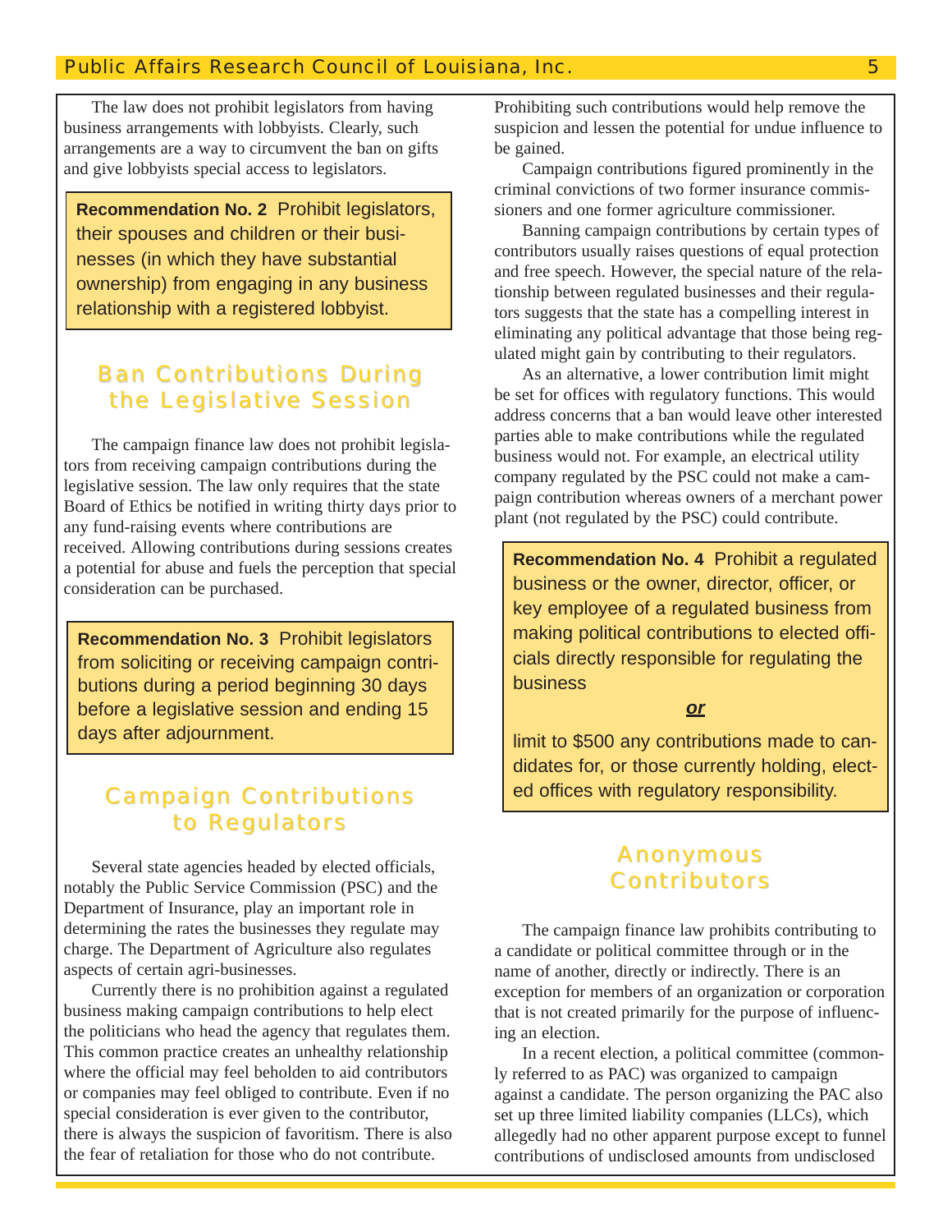The law does not prohibit legislators from having business arrangements with lobbyists. Clearly, such arrangements are a way to circumvent the ban on gifts and give lobbyists special access to legislators.

> **Recommendation No. 2** Prohibit legislators, their spouses and children or their businesses (in which they have substantial ownership) from engaging in any business relationship with a registered lobbyist.

## Ban Contributions During the Legislative Session

The campaign finance law does not prohibit legislators from receiving campaign contributions during the legislative session. The law only requires that the state Board of Ethics be notified in writing thirty days prior to any fund-raising events where contributions are received. Allowing contributions during sessions creates a potential for abuse and fuels the perception that special consideration can be purchased.

> **Recommendation No. 3** Prohibit legislators from soliciting or receiving campaign contributions during a period beginning 30 days before a legislative session and ending 15 days after adjournment.

## Campaign Contributions to Regulators

Several state agencies headed by elected officials, notably the Public Service Commission (PSC) and the Department of Insurance, play an important role in determining the rates the businesses they regulate may charge. The Department of Agriculture also regulates aspects of certain agri-businesses.

Currently there is no prohibition against a regulated business making campaign contributions to help elect the politicians who head the agency that regulates them. This common practice creates an unhealthy relationship where the official may feel beholden to aid contributors or companies may feel obliged to contribute. Even if no special consideration is ever given to the contributor, there is always the suspicion of favoritism. There is also the fear of retaliation for those who do not contribute. Prohibiting such contributions would help remove the suspicion and lessen the potential for undue influence to be gained.

Campaign contributions figured prominently in the criminal convictions of two former insurance commissioners and one former agriculture commissioner.

Banning campaign contributions by certain types of contributors usually raises questions of equal protection and free speech. However, the special nature of the relationship between regulated businesses and their regulators suggests that the state has a compelling interest in eliminating any political advantage that those being regulated might gain by contributing to their regulators.

As an alternative, a lower contribution limit might be set for offices with regulatory functions. This would address concerns that a ban would leave other interested parties able to make contributions while the regulated business would not. For example, an electrical utility company regulated by the PSC could not make a campaign contribution whereas owners of a merchant power plant (not regulated by the PSC) could contribute.

> **Recommendation No. 4** Prohibit a regulated business or the owner, director, officer, or key employee of a regulated business from making political contributions to elected officials directly responsible for regulating the business
>
> ***or***
>
> limit to $500 any contributions made to candidates for, or those currently holding, elected offices with regulatory responsibility.

## Anonymous Contributors

The campaign finance law prohibits contributing to a candidate or political committee through or in the name of another, directly or indirectly. There is an exception for members of an organization or corporation that is not created primarily for the purpose of influencing an election.

In a recent election, a political committee (commonly referred to as PAC) was organized to campaign against a candidate. The person organizing the PAC also set up three limited liability companies (LLCs), which allegedly had no other apparent purpose except to funnel contributions of undisclosed amounts from undisclosed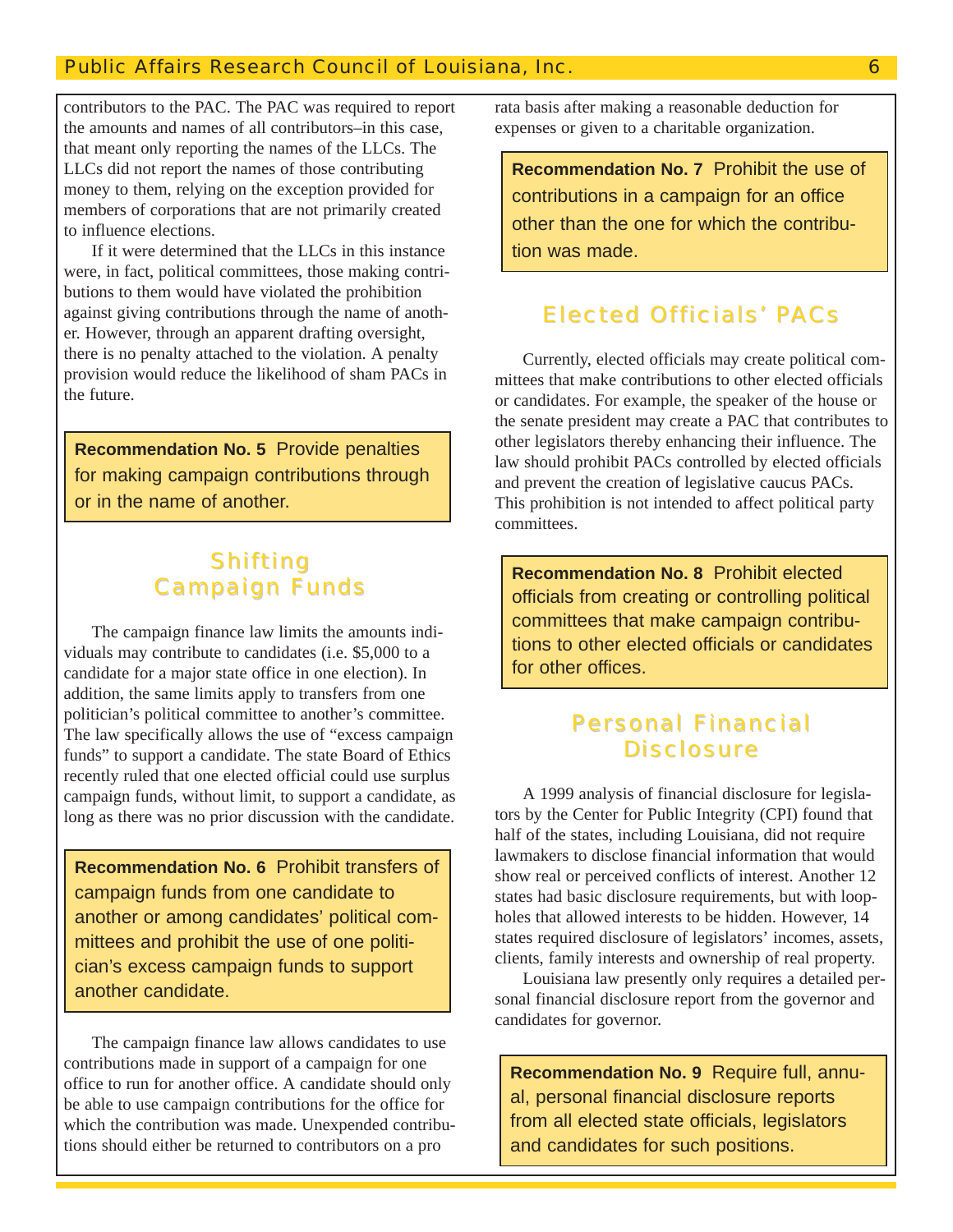contributors to the PAC. The PAC was required to report the amounts and names of all contributors–in this case, that meant only reporting the names of the LLCs. The LLCs did not report the names of those contributing money to them, relying on the exception provided for members of corporations that are not primarily created to influence elections.

If it were determined that the LLCs in this instance were, in fact, political committees, those making contributions to them would have violated the prohibition against giving contributions through the name of another. However, through an apparent drafting oversight, there is no penalty attached to the violation. A penalty provision would reduce the likelihood of sham PACs in the future.

> **Recommendation No. 5** Provide penalties for making campaign contributions through or in the name of another.

## Shifting Campaign Funds

The campaign finance law limits the amounts individuals may contribute to candidates (i.e. $5,000 to a candidate for a major state office in one election). In addition, the same limits apply to transfers from one politician's political committee to another's committee. The law specifically allows the use of "excess campaign funds" to support a candidate. The state Board of Ethics recently ruled that one elected official could use surplus campaign funds, without limit, to support a candidate, as long as there was no prior discussion with the candidate.

> **Recommendation No. 6** Prohibit transfers of campaign funds from one candidate to another or among candidates' political committees and prohibit the use of one politician's excess campaign funds to support another candidate.

The campaign finance law allows candidates to use contributions made in support of a campaign for one office to run for another office. A candidate should only be able to use campaign contributions for the office for which the contribution was made. Unexpended contributions should either be returned to contributors on a pro rata basis after making a reasonable deduction for expenses or given to a charitable organization.

> **Recommendation No. 7** Prohibit the use of contributions in a campaign for an office other than the one for which the contribution was made.

## Elected Officials' PACs

Currently, elected officials may create political committees that make contributions to other elected officials or candidates. For example, the speaker of the house or the senate president may create a PAC that contributes to other legislators thereby enhancing their influence. The law should prohibit PACs controlled by elected officials and prevent the creation of legislative caucus PACs. This prohibition is not intended to affect political party committees.

> **Recommendation No. 8** Prohibit elected officials from creating or controlling political committees that make campaign contributions to other elected officials or candidates for other offices.

## Personal Financial Disclosure

A 1999 analysis of financial disclosure for legislators by the Center for Public Integrity (CPI) found that half of the states, including Louisiana, did not require lawmakers to disclose financial information that would show real or perceived conflicts of interest. Another 12 states had basic disclosure requirements, but with loopholes that allowed interests to be hidden. However, 14 states required disclosure of legislators' incomes, assets, clients, family interests and ownership of real property.

Louisiana law presently only requires a detailed personal financial disclosure report from the governor and candidates for governor.

> **Recommendation No. 9** Require full, annual, personal financial disclosure reports from all elected state officials, legislators and candidates for such positions.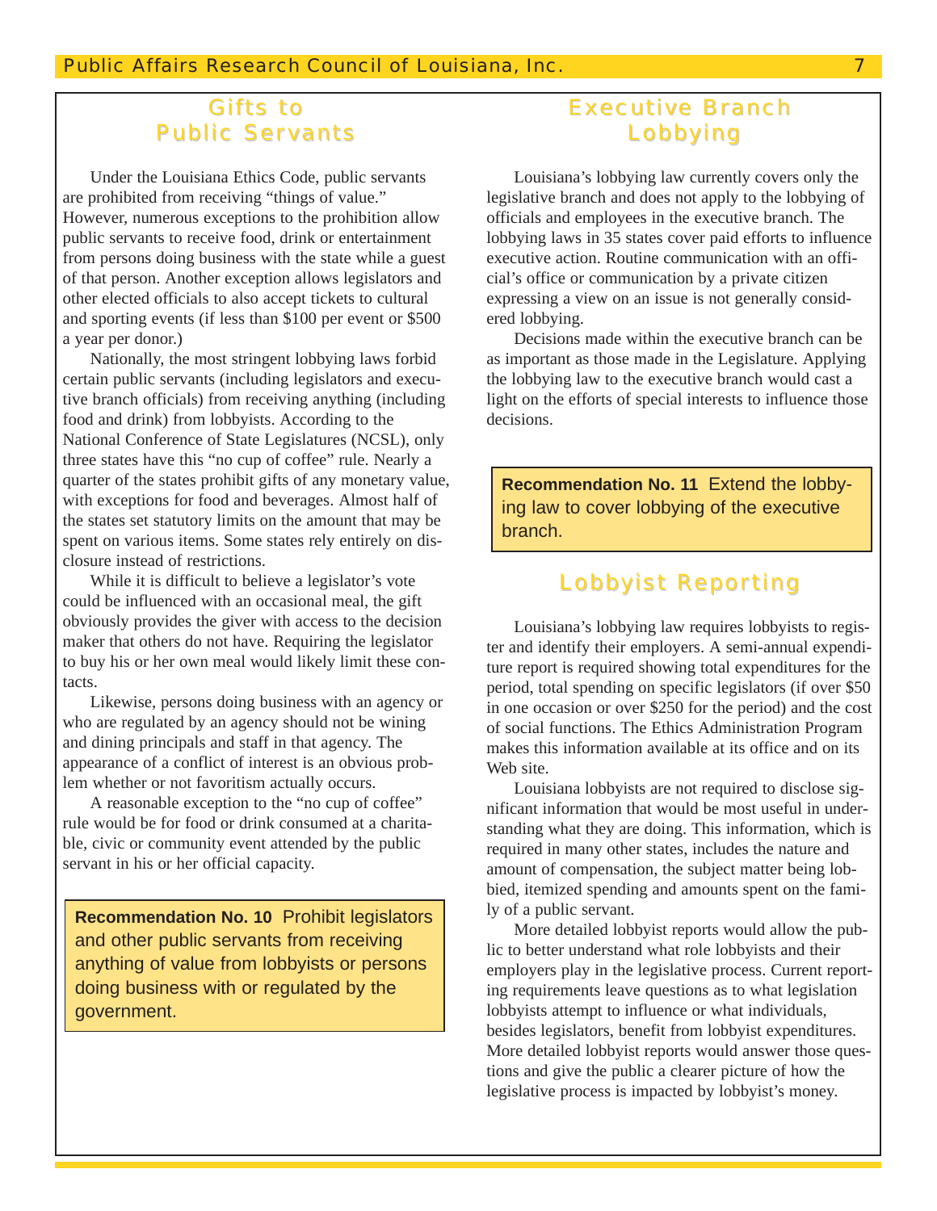## Gifts to Public Servants

Under the Louisiana Ethics Code, public servants are prohibited from receiving "things of value." However, numerous exceptions to the prohibition allow public servants to receive food, drink or entertainment from persons doing business with the state while a guest of that person. Another exception allows legislators and other elected officials to also accept tickets to cultural and sporting events (if less than $100 per event or $500 a year per donor.)

Nationally, the most stringent lobbying laws forbid certain public servants (including legislators and executive branch officials) from receiving anything (including food and drink) from lobbyists. According to the National Conference of State Legislatures (NCSL), only three states have this "no cup of coffee" rule. Nearly a quarter of the states prohibit gifts of any monetary value, with exceptions for food and beverages. Almost half of the states set statutory limits on the amount that may be spent on various items. Some states rely entirely on disclosure instead of restrictions.

While it is difficult to believe a legislator's vote could be influenced with an occasional meal, the gift obviously provides the giver with access to the decision maker that others do not have. Requiring the legislator to buy his or her own meal would likely limit these contacts.

Likewise, persons doing business with an agency or who are regulated by an agency should not be wining and dining principals and staff in that agency. The appearance of a conflict of interest is an obvious problem whether or not favoritism actually occurs.

A reasonable exception to the "no cup of coffee" rule would be for food or drink consumed at a charitable, civic or community event attended by the public servant in his or her official capacity.

> **Recommendation No. 10** Prohibit legislators and other public servants from receiving anything of value from lobbyists or persons doing business with or regulated by the government.

## Executive Branch Lobbying

Louisiana's lobbying law currently covers only the legislative branch and does not apply to the lobbying of officials and employees in the executive branch. The lobbying laws in 35 states cover paid efforts to influence executive action. Routine communication with an official's office or communication by a private citizen expressing a view on an issue is not generally considered lobbying.

Decisions made within the executive branch can be as important as those made in the Legislature. Applying the lobbying law to the executive branch would cast a light on the efforts of special interests to influence those decisions.

> **Recommendation No. 11** Extend the lobbying law to cover lobbying of the executive branch.

## Lobbyist Reporting

Louisiana's lobbying law requires lobbyists to register and identify their employers. A semi-annual expenditure report is required showing total expenditures for the period, total spending on specific legislators (if over $50 in one occasion or over $250 for the period) and the cost of social functions. The Ethics Administration Program makes this information available at its office and on its Web site.

Louisiana lobbyists are not required to disclose significant information that would be most useful in understanding what they are doing. This information, which is required in many other states, includes the nature and amount of compensation, the subject matter being lobbied, itemized spending and amounts spent on the family of a public servant.

More detailed lobbyist reports would allow the public to better understand what role lobbyists and their employers play in the legislative process. Current reporting requirements leave questions as to what legislation lobbyists attempt to influence or what individuals, besides legislators, benefit from lobbyist expenditures. More detailed lobbyist reports would answer those questions and give the public a clearer picture of how the legislative process is impacted by lobbyist's money.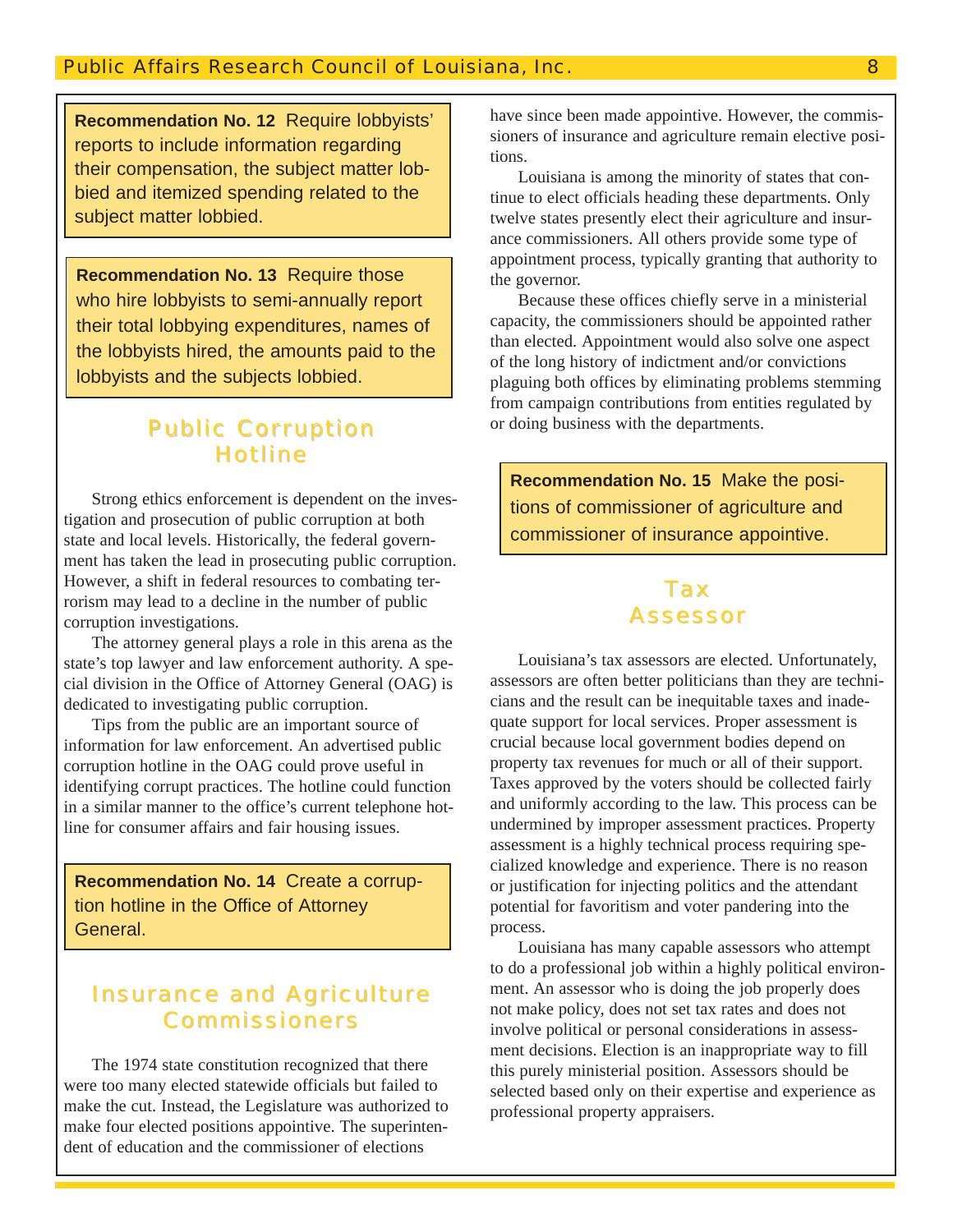**Recommendation No. 12** Require lobbyists' reports to include information regarding their compensation, the subject matter lobbied and itemized spending related to the subject matter lobbied.

**Recommendation No. 13** Require those who hire lobbyists to semi-annually report their total lobbying expenditures, names of the lobbyists hired, the amounts paid to the lobbyists and the subjects lobbied.

## Public Corruption Hotline

Strong ethics enforcement is dependent on the investigation and prosecution of public corruption at both state and local levels. Historically, the federal government has taken the lead in prosecuting public corruption. However, a shift in federal resources to combating terrorism may lead to a decline in the number of public corruption investigations.

The attorney general plays a role in this arena as the state's top lawyer and law enforcement authority. A special division in the Office of Attorney General (OAG) is dedicated to investigating public corruption.

Tips from the public are an important source of information for law enforcement. An advertised public corruption hotline in the OAG could prove useful in identifying corrupt practices. The hotline could function in a similar manner to the office's current telephone hotline for consumer affairs and fair housing issues.

**Recommendation No. 14** Create a corruption hotline in the Office of Attorney General.

## Insurance and Agriculture Commissioners

The 1974 state constitution recognized that there were too many elected statewide officials but failed to make the cut. Instead, the Legislature was authorized to make four elected positions appointive. The superintendent of education and the commissioner of elections have since been made appointive. However, the commissioners of insurance and agriculture remain elective positions.

Louisiana is among the minority of states that continue to elect officials heading these departments. Only twelve states presently elect their agriculture and insurance commissioners. All others provide some type of appointment process, typically granting that authority to the governor.

Because these offices chiefly serve in a ministerial capacity, the commissioners should be appointed rather than elected. Appointment would also solve one aspect of the long history of indictment and/or convictions plaguing both offices by eliminating problems stemming from campaign contributions from entities regulated by or doing business with the departments.

**Recommendation No. 15** Make the positions of commissioner of agriculture and commissioner of insurance appointive.

## Tax Assessor

Louisiana's tax assessors are elected. Unfortunately, assessors are often better politicians than they are technicians and the result can be inequitable taxes and inadequate support for local services. Proper assessment is crucial because local government bodies depend on property tax revenues for much or all of their support. Taxes approved by the voters should be collected fairly and uniformly according to the law. This process can be undermined by improper assessment practices. Property assessment is a highly technical process requiring specialized knowledge and experience. There is no reason or justification for injecting politics and the attendant potential for favoritism and voter pandering into the process.

Louisiana has many capable assessors who attempt to do a professional job within a highly political environment. An assessor who is doing the job properly does not make policy, does not set tax rates and does not involve political or personal considerations in assessment decisions. Election is an inappropriate way to fill this purely ministerial position. Assessors should be selected based only on their expertise and experience as professional property appraisers.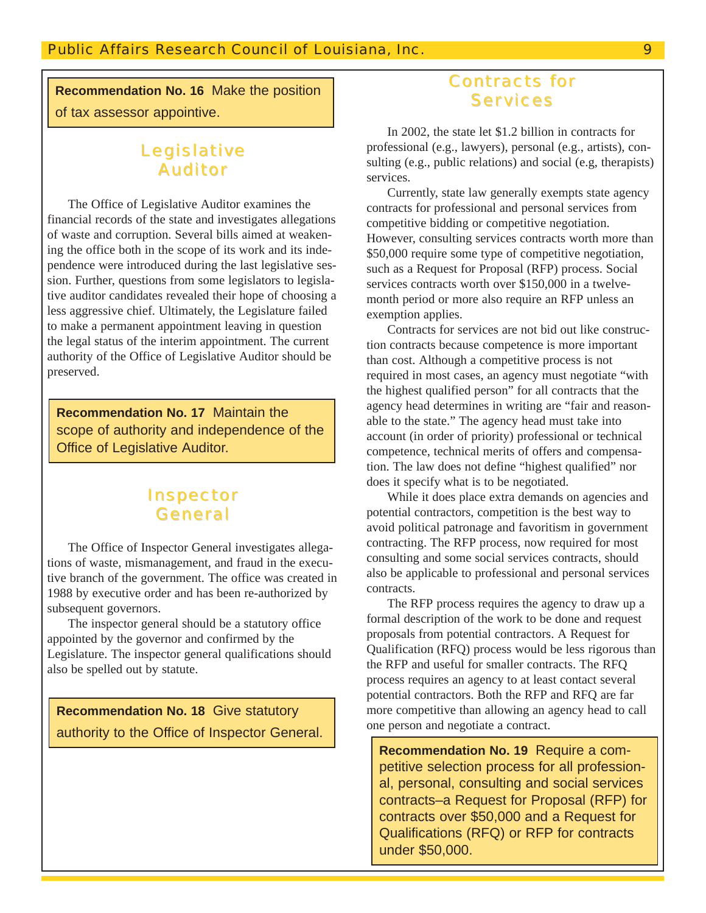**Recommendation No. 16** Make the position of tax assessor appointive.

## Legislative Auditor

The Office of Legislative Auditor examines the financial records of the state and investigates allegations of waste and corruption. Several bills aimed at weakening the office both in the scope of its work and its independence were introduced during the last legislative session. Further, questions from some legislators to legislative auditor candidates revealed their hope of choosing a less aggressive chief. Ultimately, the Legislature failed to make a permanent appointment leaving in question the legal status of the interim appointment. The current authority of the Office of Legislative Auditor should be preserved.

**Recommendation No. 17** Maintain the scope of authority and independence of the Office of Legislative Auditor.

## Inspector General

The Office of Inspector General investigates allegations of waste, mismanagement, and fraud in the executive branch of the government. The office was created in 1988 by executive order and has been re-authorized by subsequent governors.

The inspector general should be a statutory office appointed by the governor and confirmed by the Legislature. The inspector general qualifications should also be spelled out by statute.

**Recommendation No. 18** Give statutory authority to the Office of Inspector General.

## Contracts for Services

In 2002, the state let $1.2 billion in contracts for professional (e.g., lawyers), personal (e.g., artists), consulting (e.g., public relations) and social (e.g, therapists) services.

Currently, state law generally exempts state agency contracts for professional and personal services from competitive bidding or competitive negotiation. However, consulting services contracts worth more than $50,000 require some type of competitive negotiation, such as a Request for Proposal (RFP) process. Social services contracts worth over $150,000 in a twelve-month period or more also require an RFP unless an exemption applies.

Contracts for services are not bid out like construction contracts because competence is more important than cost. Although a competitive process is not required in most cases, an agency must negotiate "with the highest qualified person" for all contracts that the agency head determines in writing are "fair and reasonable to the state." The agency head must take into account (in order of priority) professional or technical competence, technical merits of offers and compensation. The law does not define "highest qualified" nor does it specify what is to be negotiated.

While it does place extra demands on agencies and potential contractors, competition is the best way to avoid political patronage and favoritism in government contracting. The RFP process, now required for most consulting and some social services contracts, should also be applicable to professional and personal services contracts.

The RFP process requires the agency to draw up a formal description of the work to be done and request proposals from potential contractors. A Request for Qualification (RFQ) process would be less rigorous than the RFP and useful for smaller contracts. The RFQ process requires an agency to at least contact several potential contractors. Both the RFP and RFQ are far more competitive than allowing an agency head to call one person and negotiate a contract.

**Recommendation No. 19** Require a competitive selection process for all professional, personal, consulting and social services contracts–a Request for Proposal (RFP) for contracts over $50,000 and a Request for Qualifications (RFQ) or RFP for contracts under $50,000.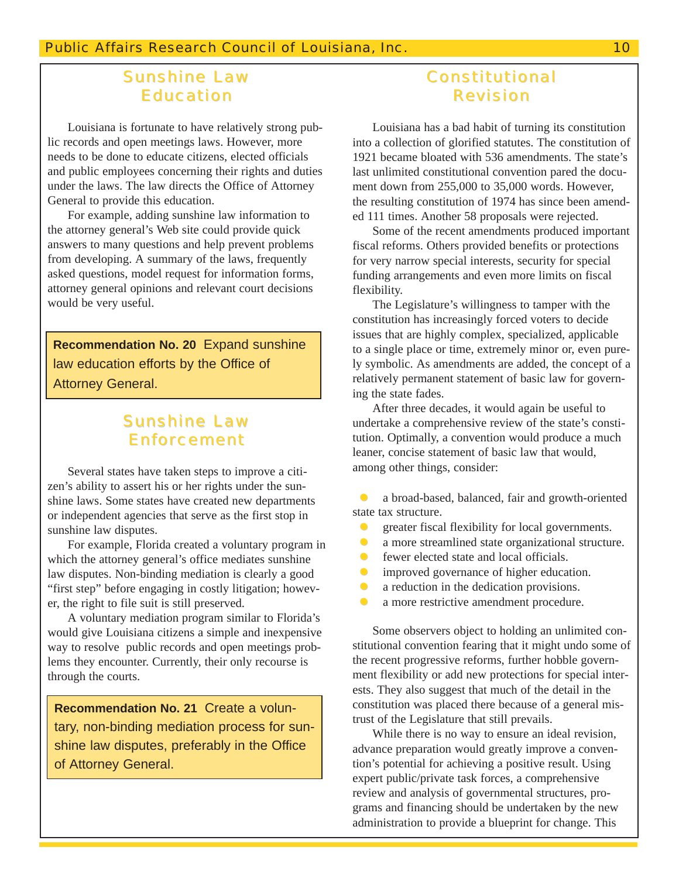## Sunshine Law Education

Louisiana is fortunate to have relatively strong public records and open meetings laws. However, more needs to be done to educate citizens, elected officials and public employees concerning their rights and duties under the laws. The law directs the Office of Attorney General to provide this education.

For example, adding sunshine law information to the attorney general's Web site could provide quick answers to many questions and help prevent problems from developing. A summary of the laws, frequently asked questions, model request for information forms, attorney general opinions and relevant court decisions would be very useful.

> **Recommendation No. 20** Expand sunshine law education efforts by the Office of Attorney General.

## Sunshine Law Enforcement

Several states have taken steps to improve a citizen's ability to assert his or her rights under the sunshine laws. Some states have created new departments or independent agencies that serve as the first stop in sunshine law disputes.

For example, Florida created a voluntary program in which the attorney general's office mediates sunshine law disputes. Non-binding mediation is clearly a good "first step" before engaging in costly litigation; however, the right to file suit is still preserved.

A voluntary mediation program similar to Florida's would give Louisiana citizens a simple and inexpensive way to resolve public records and open meetings problems they encounter. Currently, their only recourse is through the courts.

> **Recommendation No. 21** Create a voluntary, non-binding mediation process for sunshine law disputes, preferably in the Office of Attorney General.

## Constitutional Revision

Louisiana has a bad habit of turning its constitution into a collection of glorified statutes. The constitution of 1921 became bloated with 536 amendments. The state's last unlimited constitutional convention pared the document down from 255,000 to 35,000 words. However, the resulting constitution of 1974 has since been amended 111 times. Another 58 proposals were rejected.

Some of the recent amendments produced important fiscal reforms. Others provided benefits or protections for very narrow special interests, security for special funding arrangements and even more limits on fiscal flexibility.

The Legislature's willingness to tamper with the constitution has increasingly forced voters to decide issues that are highly complex, specialized, applicable to a single place or time, extremely minor or, even purely symbolic. As amendments are added, the concept of a relatively permanent statement of basic law for governing the state fades.

After three decades, it would again be useful to undertake a comprehensive review of the state's constitution. Optimally, a convention would produce a much leaner, concise statement of basic law that would, among other things, consider:

- a broad-based, balanced, fair and growth-oriented state tax structure.
- greater fiscal flexibility for local governments.
- a more streamlined state organizational structure.
- fewer elected state and local officials.
- improved governance of higher education.
- a reduction in the dedication provisions.
- a more restrictive amendment procedure.

Some observers object to holding an unlimited constitutional convention fearing that it might undo some of the recent progressive reforms, further hobble government flexibility or add new protections for special interests. They also suggest that much of the detail in the constitution was placed there because of a general mistrust of the Legislature that still prevails.

While there is no way to ensure an ideal revision, advance preparation would greatly improve a convention's potential for achieving a positive result. Using expert public/private task forces, a comprehensive review and analysis of governmental structures, programs and financing should be undertaken by the new administration to provide a blueprint for change. This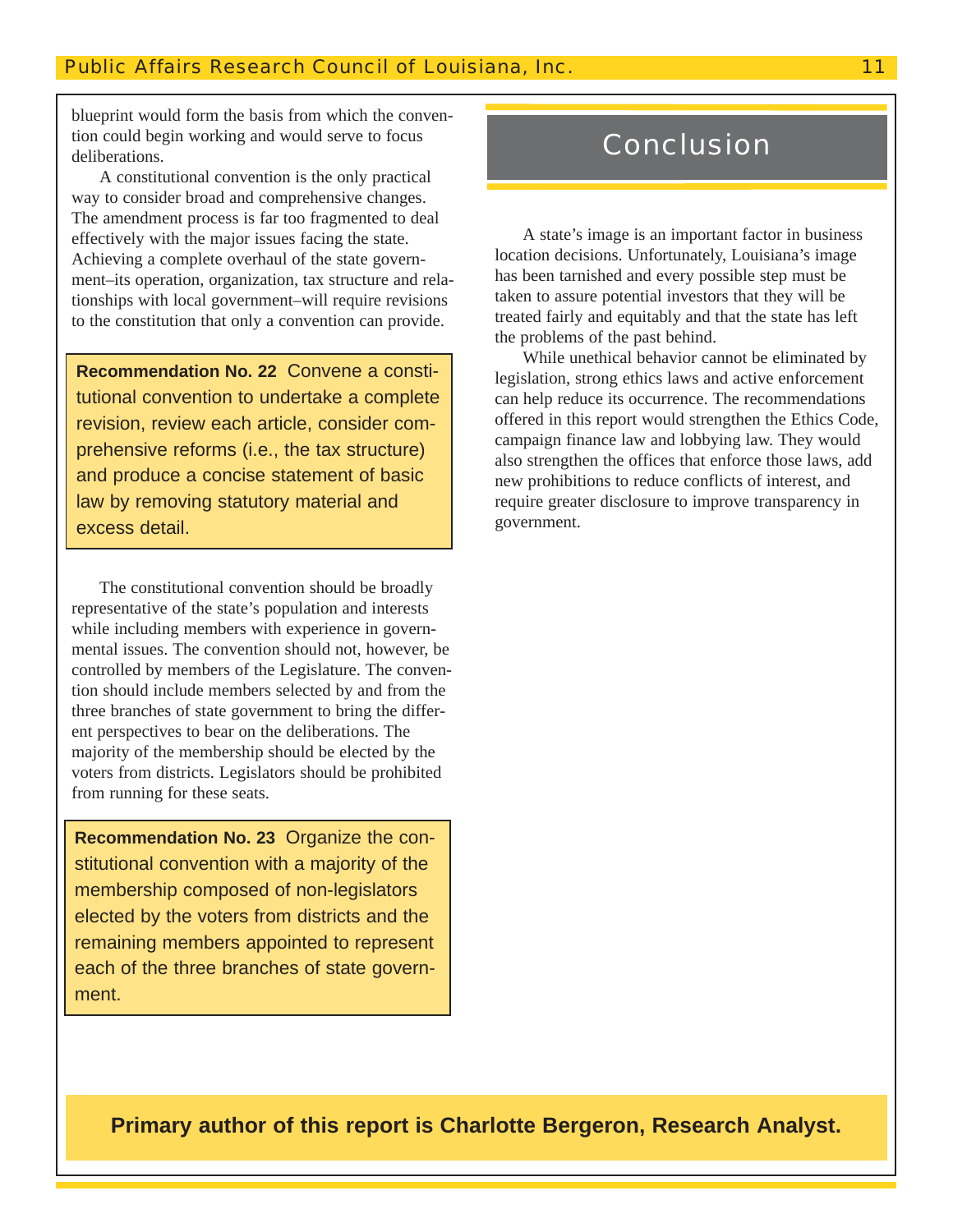blueprint would form the basis from which the convention could begin working and would serve to focus deliberations.

A constitutional convention is the only practical way to consider broad and comprehensive changes. The amendment process is far too fragmented to deal effectively with the major issues facing the state. Achieving a complete overhaul of the state government–its operation, organization, tax structure and relationships with local government–will require revisions to the constitution that only a convention can provide.

**Recommendation No. 22** Convene a constitutional convention to undertake a complete revision, review each article, consider comprehensive reforms (i.e., the tax structure) and produce a concise statement of basic law by removing statutory material and excess detail.

The constitutional convention should be broadly representative of the state's population and interests while including members with experience in governmental issues. The convention should not, however, be controlled by members of the Legislature. The convention should include members selected by and from the three branches of state government to bring the different perspectives to bear on the deliberations. The majority of the membership should be elected by the voters from districts. Legislators should be prohibited from running for these seats.

**Recommendation No. 23** Organize the constitutional convention with a majority of the membership composed of non-legislators elected by the voters from districts and the remaining members appointed to represent each of the three branches of state government.

## Conclusion

A state's image is an important factor in business location decisions. Unfortunately, Louisiana's image has been tarnished and every possible step must be taken to assure potential investors that they will be treated fairly and equitably and that the state has left the problems of the past behind.

While unethical behavior cannot be eliminated by legislation, strong ethics laws and active enforcement can help reduce its occurrence. The recommendations offered in this report would strengthen the Ethics Code, campaign finance law and lobbying law. They would also strengthen the offices that enforce those laws, add new prohibitions to reduce conflicts of interest, and require greater disclosure to improve transparency in government.

**Primary author of this report is Charlotte Bergeron, Research Analyst.**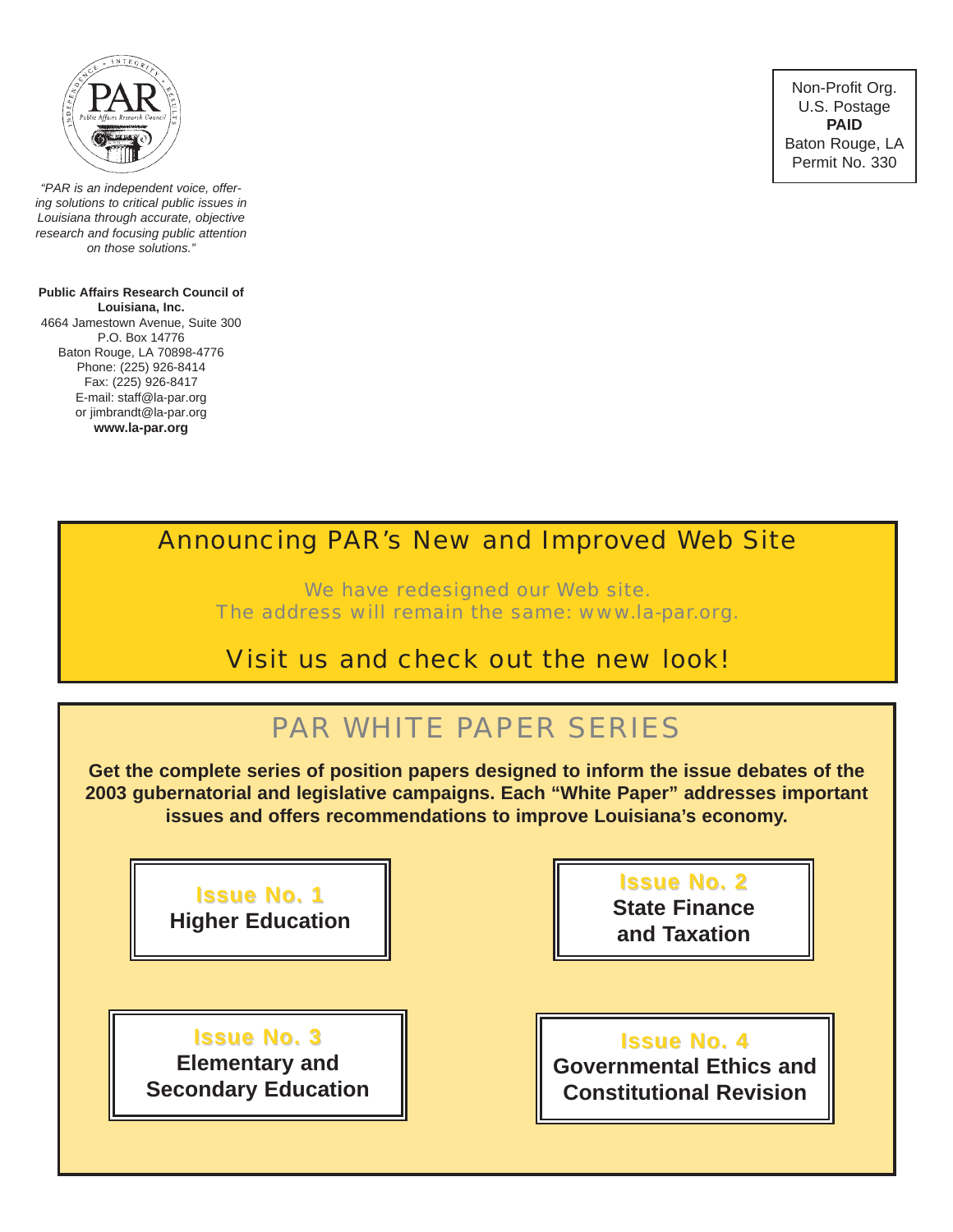PAR

Public Affairs Research Council

INDEPENDENCE • INTEGRITY • RESULTS

*"PAR is an independent voice, offering solutions to critical public issues in Louisiana through accurate, objective research and focusing public attention on those solutions."*

**Public Affairs Research Council of Louisiana, Inc.**
4664 Jamestown Avenue, Suite 300
P.O. Box 14776
Baton Rouge, LA 70898-4776
Phone: (225) 926-8414
Fax: (225) 926-8417
E-mail: staff@la-par.org
or jimbrandt@la-par.org
**www.la-par.org**

Non-Profit Org.
U.S. Postage
**PAID**
Baton Rouge, LA
Permit No. 330

## Announcing PAR's New and Improved Web Site

We have redesigned our Web site.
The address will remain the same: www.la-par.org.

Visit us and check out the new look!

## PAR WHITE PAPER SERIES

**Get the complete series of position papers designed to inform the issue debates of the 2003 gubernatorial and legislative campaigns. Each "White Paper" addresses important issues and offers recommendations to improve Louisiana's economy.**

**Issue No. 1**
**Higher Education**

**Issue No. 2**
**State Finance and Taxation**

**Issue No. 3**
**Elementary and Secondary Education**

**Issue No. 4**
**Governmental Ethics and Constitutional Revision**